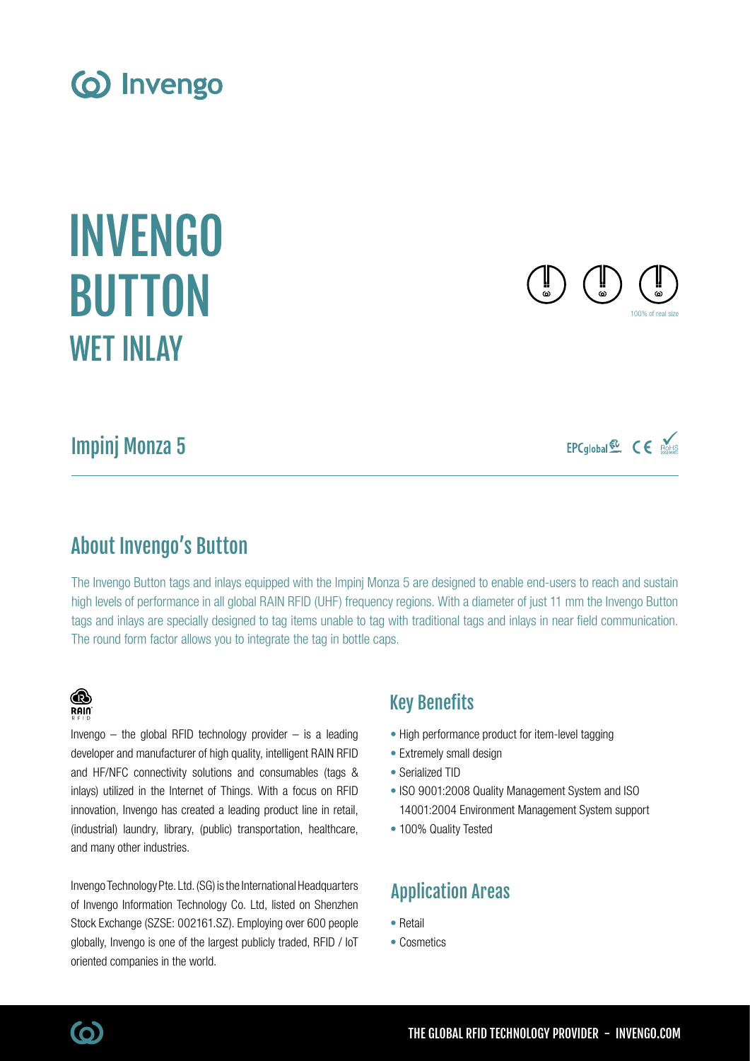# INVENGO BUTTON WET INLAY

100% of real size

## Impinj Monza 5

## About Invengo's Button

The Invengo Button tags and inlays equipped with the Impinj Monza 5 are designed to enable end-users to reach and sustain high levels of performance in all global RAIN RFID (UHF) frequency regions. With a diameter of just 11 mm the Invengo Button tags and inlays are specially designed to tag items unable to tag with traditional tags and inlays in near field communication. The round form factor allows you to integrate the tag in bottle caps.

Invengo – the global RFID technology provider – is a leading developer and manufacturer of high quality, intelligent RAIN RFID and HF/NFC connectivity solutions and consumables (tags & inlays) utilized in the Internet of Things. With a focus on RFID innovation, Invengo has created a leading product line in retail, (industrial) laundry, library, (public) transportation, healthcare, and many other industries.

Invengo Technology Pte. Ltd. (SG) is the International Headquarters of Invengo Information Technology Co. Ltd, listed on Shenzhen Stock Exchange (SZSE: 002161.SZ). Employing over 600 people globally, Invengo is one of the largest publicly traded, RFID / IoT oriented companies in the world.

## Key Benefits

- High performance product for item-level tagging
- Extremely small design
- Serialized TID
- ISO 9001:2008 Quality Management System and ISO 14001:2004 Environment Management System support
- 100% Quality Tested

## Application Areas

- Retail
- Cosmetics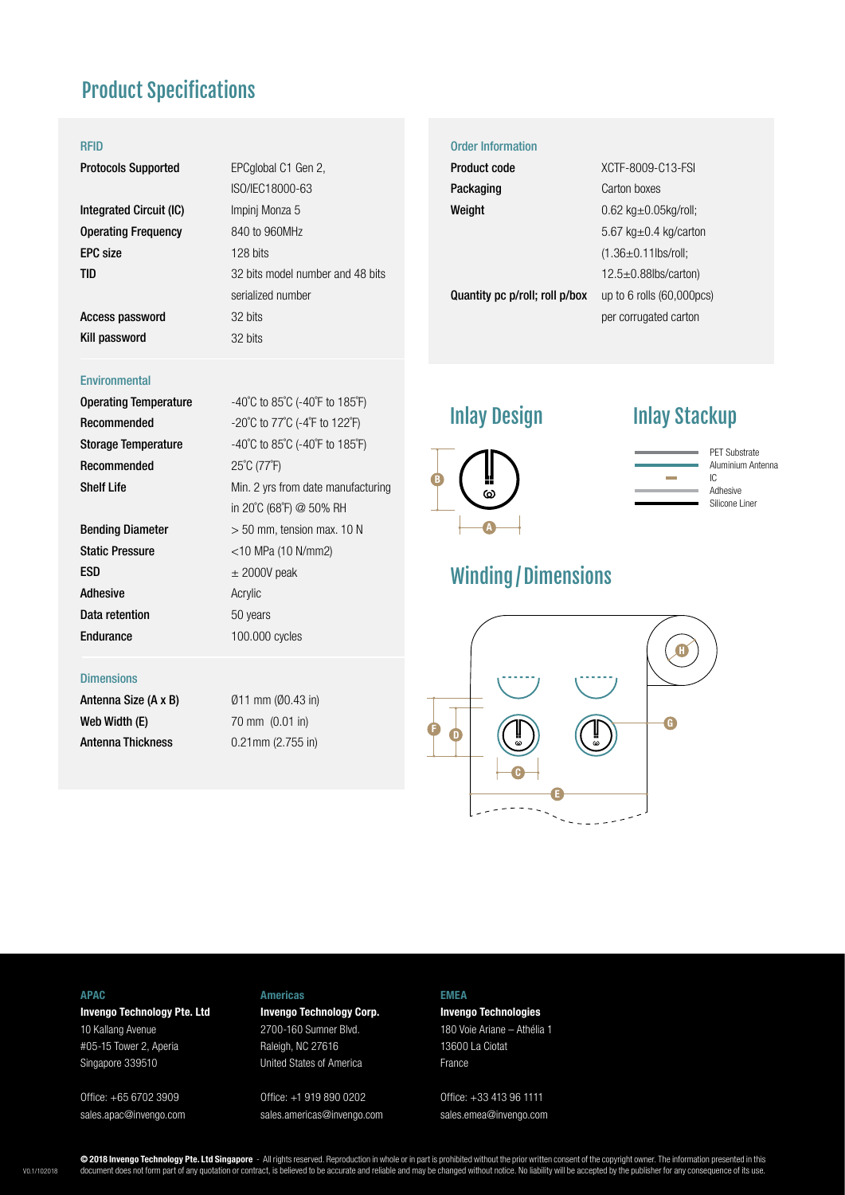# Product Specifications

### RFID

| | |
|---|---|
| **Protocols Supported** | EPCglobal C1 Gen 2, ISO/IEC18000-63 |
| **Integrated Circuit (IC)** | Impinj Monza 5 |
| **Operating Frequency** | 840 to 960MHz |
| **EPC size** | 128 bits |
| **TID** | 32 bits model number and 48 bits serialized number |
| **Access password** | 32 bits |
| **Kill password** | 32 bits |

### Environmental

| | |
|---|---|
| **Operating Temperature** | -40˚C to 85˚C (-40˚F to 185˚F) |
| **Recommended** | -20˚C to 77˚C (-4˚F to 122˚F) |
| **Storage Temperature** | -40˚C to 85˚C (-40˚F to 185˚F) |
| **Recommended** | 25˚C (77˚F) |
| **Shelf Life** | Min. 2 yrs from date manufacturing in 20˚C (68˚F) @ 50% RH |
| **Bending Diameter** | > 50 mm, tension max. 10 N |
| **Static Pressure** | <10 MPa (10 N/mm2) |
| **ESD** | ± 2000V peak |
| **Adhesive** | Acrylic |
| **Data retention** | 50 years |
| **Endurance** | 100.000 cycles |

### Dimensions

| | |
|---|---|
| **Antenna Size (A x B)** | Ø11 mm (Ø0.43 in) |
| **Web Width (E)** | 70 mm (0.01 in) |
| **Antenna Thickness** | 0.21mm (2.755 in) |

### Order Information

| | |
|---|---|
| **Product code** | XCTF-8009-C13-FSI |
| **Packaging** | Carton boxes |
| **Weight** | 0.62 kg±0.05kg/roll; 5.67 kg±0.4 kg/carton (1.36±0.11lbs/roll; 12.5±0.88lbs/carton) |
| **Quantity pc p/roll; roll p/box** | up to 6 rolls (60,000pcs) per corrugated carton |

## Inlay Design

B

A

## Inlay Stackup

PET Substrate
Aluminium Antenna
IC
Adhesive
Silicone Liner

## Winding / Dimensions

H
F
D
G
C
E

---

**APAC**
**Invengo Technology Pte. Ltd**
10 Kallang Avenue
#05-15 Tower 2, Aperia
Singapore 339510

Office: +65 6702 3909
sales.apac@invengo.com

**Americas**
**Invengo Technology Corp.**
2700-160 Sumner Blvd.
Raleigh, NC 27616
United States of America

Office: +1 919 890 0202
sales.americas@invengo.com

**EMEA**
**Invengo Technologies**
180 Voie Ariane – Athélia 1
13600 La Ciotat
France

Office: +33 413 96 1111
sales.emea@invengo.com

**© 2018 Invengo Technology Pte. Ltd Singapore** - All rights reserved. Reproduction in whole or in part is prohibited without the prior written consent of the copyright owner. The information presented in this document does not form part of any quotation or contract, is believed to be accurate and reliable and may be changed without notice. No liability will be accepted by the publisher for any consequence of its use.

V0.1/102018